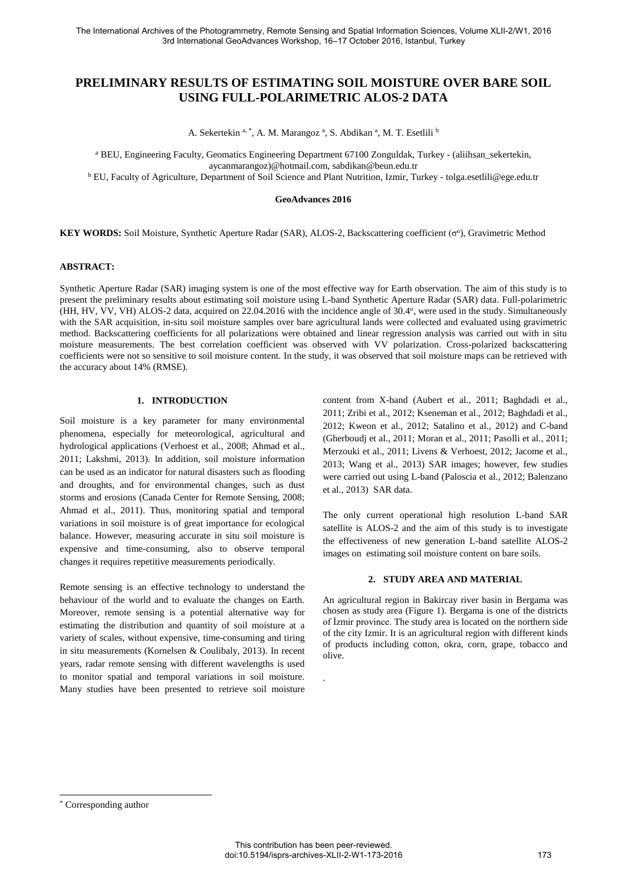# PRELIMINARY RESULTS OF ESTIMATING SOIL MOISTURE OVER BARE SOIL USING FULL-POLARIMETRIC ALOS-2 DATA

A. Sekertekin [a, *], A. M. Marangoz [a], S. Abdikan [a], M. T. Esetlili [b]

[a] BEU, Engineering Faculty, Geomatics Engineering Department 67100 Zonguldak, Turkey - (aliihsan_sekertekin, aycanmarangoz)@hotmail.com, sabdikan@beun.edu.tr

[b] EU, Faculty of Agriculture, Department of Soil Science and Plant Nutrition, Izmir, Turkey - tolga.esetlili@ege.edu.tr

**GeoAdvances 2016**

**KEY WORDS:** Soil Moisture, Synthetic Aperture Radar (SAR), ALOS-2, Backscattering coefficient ($\sigma^o$), Gravimetric Method

## ABSTRACT:

Synthetic Aperture Radar (SAR) imaging system is one of the most effective way for Earth observation. The aim of this study is to present the preliminary results about estimating soil moisture using L-band Synthetic Aperture Radar (SAR) data. Full-polarimetric (HH, HV, VV, VH) ALOS-2 data, acquired on 22.04.2016 with the incidence angle of 30.4$^o$, were used in the study. Simultaneously with the SAR acquisition, in-situ soil moisture samples over bare agricultural lands were collected and evaluated using gravimetric method. Backscattering coefficients for all polarizations were obtained and linear regression analysis was carried out with in situ moisture measurements. The best correlation coefficient was observed with VV polarization. Cross-polarized backscattering coefficients were not so sensitive to soil moisture content. In the study, it was observed that soil moisture maps can be retrieved with the accuracy about 14% (RMSE).

## 1. INTRODUCTION

Soil moisture is a key parameter for many environmental phenomena, especially for meteorological, agricultural and hydrological applications (Verhoest et al., 2008; Ahmad et al., 2011; Lakshmi, 2013). In addition, soil moisture information can be used as an indicator for natural disasters such as flooding and droughts, and for environmental changes, such as dust storms and erosions (Canada Center for Remote Sensing, 2008; Ahmad et al., 2011). Thus, monitoring spatial and temporal variations in soil moisture is of great importance for ecological balance. However, measuring accurate in situ soil moisture is expensive and time-consuming, also to observe temporal changes it requires repetitive measurements periodically.

Remote sensing is an effective technology to understand the behaviour of the world and to evaluate the changes on Earth. Moreover, remote sensing is a potential alternative way for estimating the distribution and quantity of soil moisture at a variety of scales, without expensive, time-consuming and tiring in situ measurements (Kornelsen & Coulibaly, 2013). In recent years, radar remote sensing with different wavelengths is used to monitor spatial and temporal variations in soil moisture. Many studies have been presented to retrieve soil moisture content from X-band (Aubert et al., 2011; Baghdadi et al., 2011; Zribi et al., 2012; Kseneman et al., 2012; Baghdadi et al., 2012; Kweon et al., 2012; Satalino et al., 2012) and C-band (Gherboudj et al., 2011; Moran et al., 2011; Pasolli et al., 2011; Merzouki et al., 2011; Livens & Verhoest, 2012; Jacome et al., 2013; Wang et al., 2013) SAR images; however, few studies were carried out using L-band (Paloscia et al., 2012; Balenzano et al., 2013) SAR data.

The only current operational high resolution L-band SAR satellite is ALOS-2 and the aim of this study is to investigate the effectiveness of new generation L-band satellite ALOS-2 images on estimating soil moisture content on bare soils.

## 2. STUDY AREA AND MATERIAL

An agricultural region in Bakircay river basin in Bergama was chosen as study area (Figure 1). Bergama is one of the districts of İzmir province. The study area is located on the northern side of the city Izmir. It is an agricultural region with different kinds of products including cotton, okra, corn, grape, tobacco and olive.

[*] Corresponding author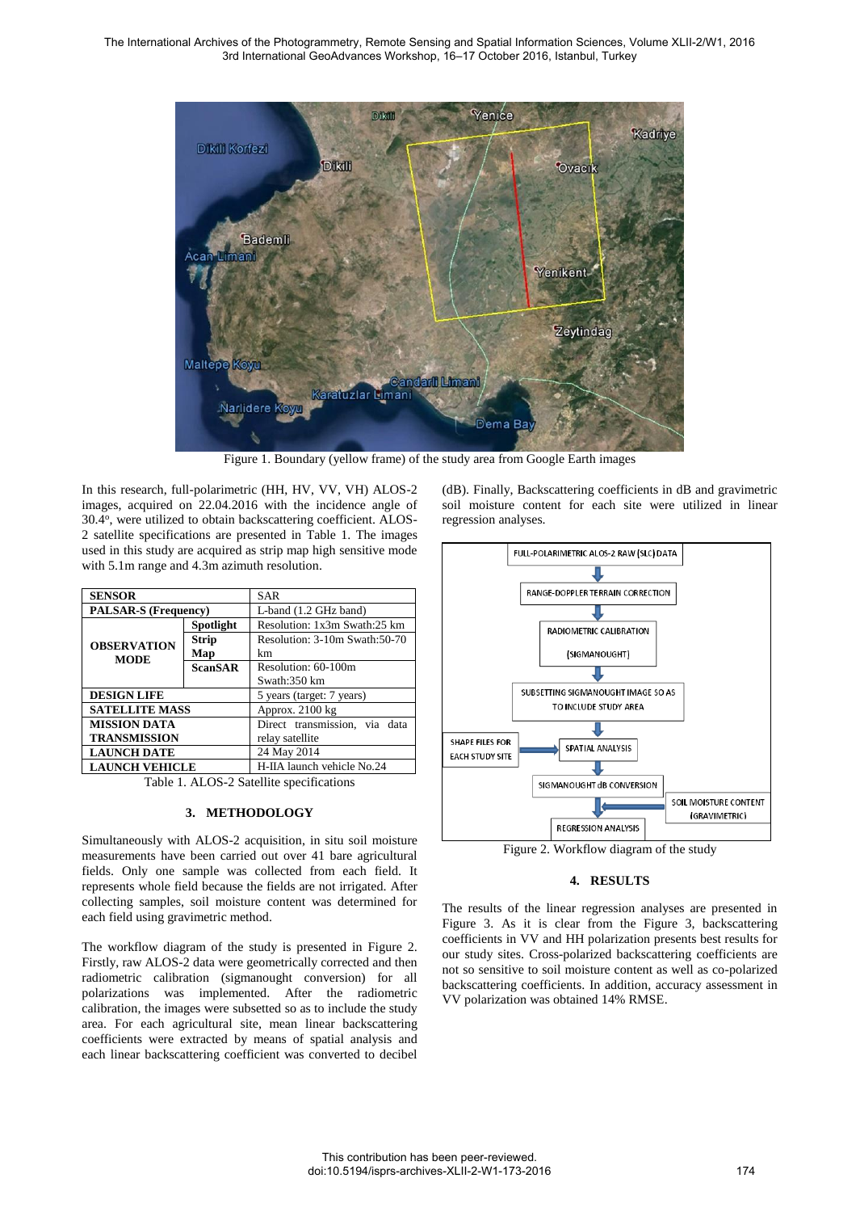Figure 1. Boundary (yellow frame) of the study area from Google Earth images

In this research, full-polarimetric (HH, HV, VV, VH) ALOS-2 images, acquired on 22.04.2016 with the incidence angle of 30.4°, were utilized to obtain backscattering coefficient. ALOS-2 satellite specifications are presented in Table 1. The images used in this study are acquired as strip map high sensitive mode with 5.1m range and 4.3m azimuth resolution.

| **SENSOR** | | SAR |
|---|---|---|
| **PALSAR-S (Frequency)** | | L-band (1.2 GHz band) |
| **OBSERVATION MODE** | **Spotlight** | Resolution: 1x3m Swath:25 km |
| | **Strip Map** | Resolution: 3-10m Swath:50-70 km |
| | **ScanSAR** | Resolution: 60-100m Swath:350 km |
| **DESIGN LIFE** | | 5 years (target: 7 years) |
| **SATELLITE MASS** | | Approx. 2100 kg |
| **MISSION DATA TRANSMISSION** | | Direct transmission, via data relay satellite |
| **LAUNCH DATE** | | 24 May 2014 |
| **LAUNCH VEHICLE** | | H-IIA launch vehicle No.24 |

Table 1. ALOS-2 Satellite specifications

## 3. METHODOLOGY

Simultaneously with ALOS-2 acquisition, in situ soil moisture measurements have been carried out over 41 bare agricultural fields. Only one sample was collected from each field. It represents whole field because the fields are not irrigated. After collecting samples, soil moisture content was determined for each field using gravimetric method.

The workflow diagram of the study is presented in Figure 2. Firstly, raw ALOS-2 data were geometrically corrected and then radiometric calibration (sigmanought conversion) for all polarizations was implemented. After the radiometric calibration, the images were subsetted so as to include the study area. For each agricultural site, mean linear backscattering coefficients were extracted by means of spatial analysis and each linear backscattering coefficient was converted to decibel (dB). Finally, Backscattering coefficients in dB and gravimetric soil moisture content for each site were utilized in linear regression analyses.

Figure 2. Workflow diagram of the study

## 4. RESULTS

The results of the linear regression analyses are presented in Figure 3. As it is clear from the Figure 3, backscattering coefficients in VV and HH polarization presents best results for our study sites. Cross-polarized backscattering coefficients are not so sensitive to soil moisture content as well as co-polarized backscattering coefficients. In addition, accuracy assessment in VV polarization was obtained 14% RMSE.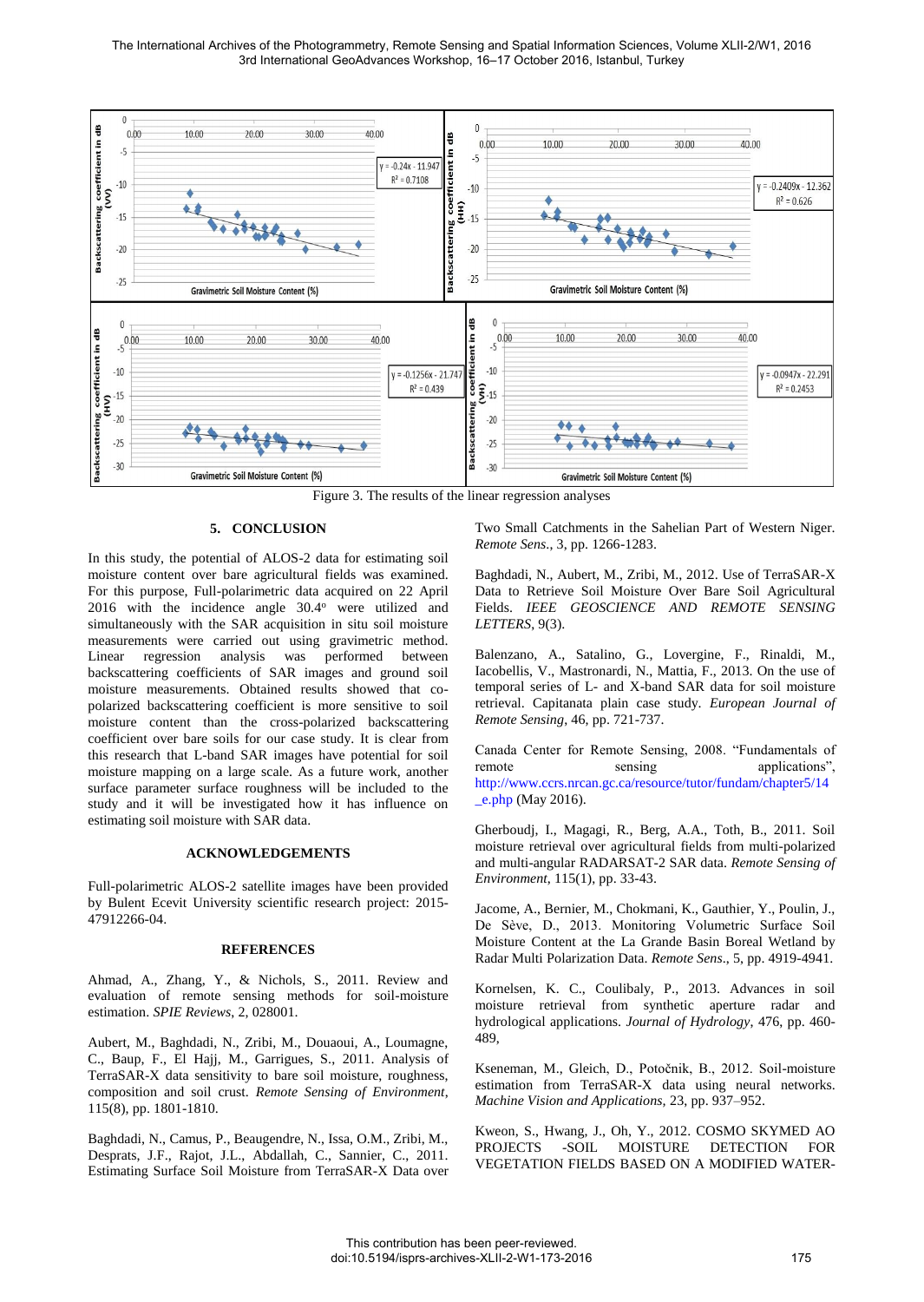Figure 3. The results of the linear regression analyses

## 5. CONCLUSION

In this study, the potential of ALOS-2 data for estimating soil moisture content over bare agricultural fields was examined. For this purpose, Full-polarimetric data acquired on 22 April 2016 with the incidence angle 30.4$^{o}$ were utilized and simultaneously with the SAR acquisition in situ soil moisture measurements were carried out using gravimetric method. Linear regression analysis was performed between backscattering coefficients of SAR images and ground soil moisture measurements. Obtained results showed that co-polarized backscattering coefficient is more sensitive to soil moisture content than the cross-polarized backscattering coefficient over bare soils for our case study. It is clear from this research that L-band SAR images have potential for soil moisture mapping on a large scale. As a future work, another surface parameter surface roughness will be included to the study and it will be investigated how it has influence on estimating soil moisture with SAR data.

## ACKNOWLEDGEMENTS

Full-polarimetric ALOS-2 satellite images have been provided by Bulent Ecevit University scientific research project: 2015-47912266-04.

## REFERENCES

Ahmad, A., Zhang, Y., & Nichols, S., 2011. Review and evaluation of remote sensing methods for soil-moisture estimation. *SPIE Reviews*, 2, 028001.

Aubert, M., Baghdadi, N., Zribi, M., Douaoui, A., Loumagne, C., Baup, F., El Hajj, M., Garrigues, S., 2011. Analysis of TerraSAR-X data sensitivity to bare soil moisture, roughness, composition and soil crust. *Remote Sensing of Environment*, 115(8), pp. 1801-1810.

Baghdadi, N., Camus, P., Beaugendre, N., Issa, O.M., Zribi, M., Desprats, J.F., Rajot, J.L., Abdallah, C., Sannier, C., 2011. Estimating Surface Soil Moisture from TerraSAR-X Data over Two Small Catchments in the Sahelian Part of Western Niger. *Remote Sens*., 3, pp. 1266-1283.

Baghdadi, N., Aubert, M., Zribi, M., 2012. Use of TerraSAR-X Data to Retrieve Soil Moisture Over Bare Soil Agricultural Fields. *IEEE GEOSCIENCE AND REMOTE SENSING LETTERS*, 9(3).

Balenzano, A., Satalino, G., Lovergine, F., Rinaldi, M., Iacobellis, V., Mastronardi, N., Mattia, F., 2013. On the use of temporal series of L- and X-band SAR data for soil moisture retrieval. Capitanata plain case study. *European Journal of Remote Sensing*, 46, pp. 721-737.

Canada Center for Remote Sensing, 2008. "Fundamentals of remote sensing applications", http://www.ccrs.nrcan.gc.ca/resource/tutor/fundam/chapter5/14_e.php (May 2016).

Gherboudj, I., Magagi, R., Berg, A.A., Toth, B., 2011. Soil moisture retrieval over agricultural fields from multi-polarized and multi-angular RADARSAT-2 SAR data. *Remote Sensing of Environment*, 115(1), pp. 33-43.

Jacome, A., Bernier, M., Chokmani, K., Gauthier, Y., Poulin, J., De Sève, D., 2013. Monitoring Volumetric Surface Soil Moisture Content at the La Grande Basin Boreal Wetland by Radar Multi Polarization Data. *Remote Sens*., 5, pp. 4919-4941.

Kornelsen, K. C., Coulibaly, P., 2013. Advances in soil moisture retrieval from synthetic aperture radar and hydrological applications. *Journal of Hydrology*, 476, pp. 460-489,

Kseneman, M., Gleich, D., Potočnik, B., 2012. Soil-moisture estimation from TerraSAR-X data using neural networks. *Machine Vision and Applications*, 23, pp. 937–952.

Kweon, S., Hwang, J., Oh, Y., 2012. COSMO SKYMED AO PROJECTS -SOIL MOISTURE DETECTION FOR VEGETATION FIELDS BASED ON A MODIFIED WATER-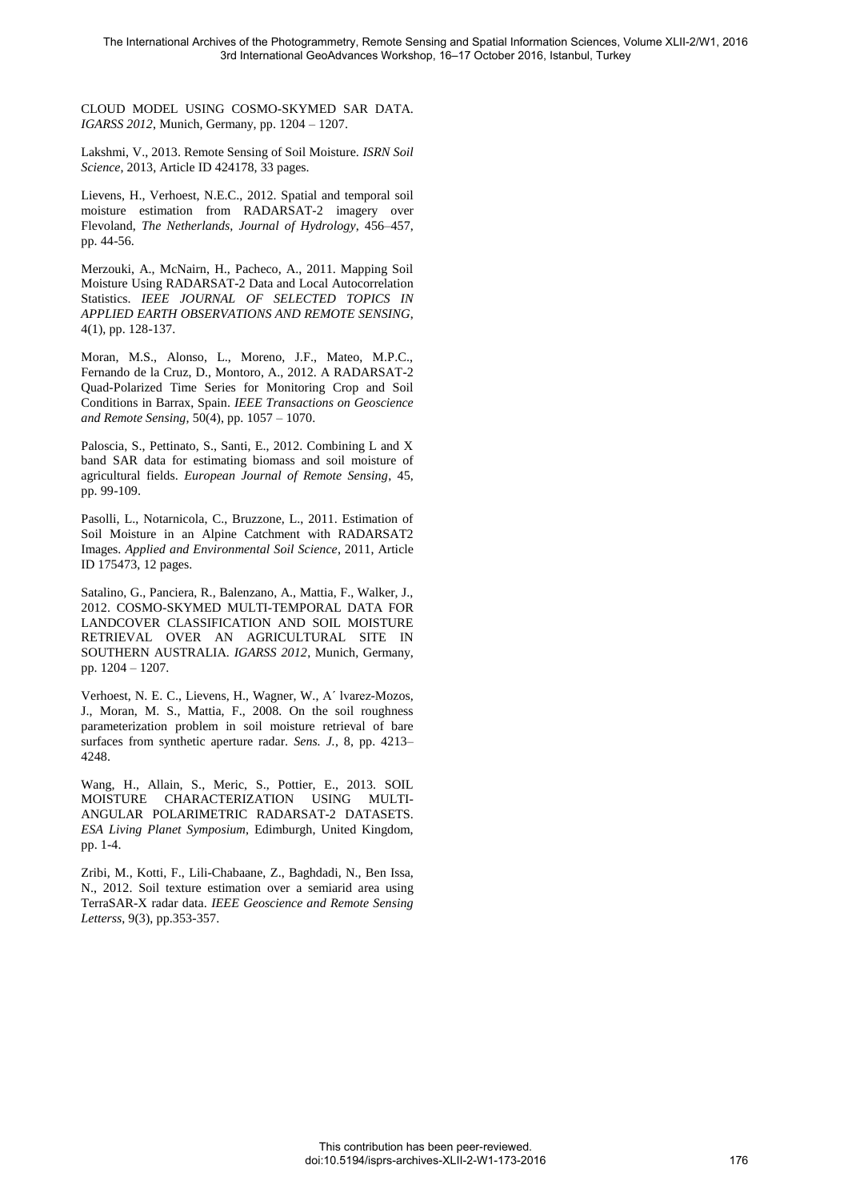CLOUD MODEL USING COSMO-SKYMED SAR DATA. *IGARSS 2012*, Munich, Germany, pp. 1204 – 1207.

Lakshmi, V., 2013. Remote Sensing of Soil Moisture. *ISRN Soil Science*, 2013, Article ID 424178, 33 pages.

Lievens, H., Verhoest, N.E.C., 2012. Spatial and temporal soil moisture estimation from RADARSAT-2 imagery over Flevoland, *The Netherlands, Journal of Hydrology*, 456–457, pp. 44-56.

Merzouki, A., McNairn, H., Pacheco, A., 2011. Mapping Soil Moisture Using RADARSAT-2 Data and Local Autocorrelation Statistics. *IEEE JOURNAL OF SELECTED TOPICS IN APPLIED EARTH OBSERVATIONS AND REMOTE SENSING*, 4(1), pp. 128-137.

Moran, M.S., Alonso, L., Moreno, J.F., Mateo, M.P.C., Fernando de la Cruz, D., Montoro, A., 2012. A RADARSAT-2 Quad-Polarized Time Series for Monitoring Crop and Soil Conditions in Barrax, Spain. *IEEE Transactions on Geoscience and Remote Sensing*, 50(4), pp. 1057 – 1070.

Paloscia, S., Pettinato, S., Santi, E., 2012. Combining L and X band SAR data for estimating biomass and soil moisture of agricultural fields. *European Journal of Remote Sensing*, 45, pp. 99-109.

Pasolli, L., Notarnicola, C., Bruzzone, L., 2011. Estimation of Soil Moisture in an Alpine Catchment with RADARSAT2 Images. *Applied and Environmental Soil Science*, 2011, Article ID 175473, 12 pages.

Satalino, G., Panciera, R., Balenzano, A., Mattia, F., Walker, J., 2012. COSMO-SKYMED MULTI-TEMPORAL DATA FOR LANDCOVER CLASSIFICATION AND SOIL MOISTURE RETRIEVAL OVER AN AGRICULTURAL SITE IN SOUTHERN AUSTRALIA. *IGARSS 2012*, Munich, Germany, pp. 1204 – 1207.

Verhoest, N. E. C., Lievens, H., Wagner, W., A´ lvarez-Mozos, J., Moran, M. S., Mattia, F., 2008. On the soil roughness parameterization problem in soil moisture retrieval of bare surfaces from synthetic aperture radar. *Sens. J.*, 8, pp. 4213–4248.

Wang, H., Allain, S., Meric, S., Pottier, E., 2013. SOIL MOISTURE CHARACTERIZATION USING MULTI-ANGULAR POLARIMETRIC RADARSAT-2 DATASETS. *ESA Living Planet Symposium*, Edimburgh, United Kingdom, pp. 1-4.

Zribi, M., Kotti, F., Lili-Chabaane, Z., Baghdadi, N., Ben Issa, N., 2012. Soil texture estimation over a semiarid area using TerraSAR-X radar data. *IEEE Geoscience and Remote Sensing Letterss*, 9(3), pp.353-357.

This contribution has been peer-reviewed.
doi:10.5194/isprs-archives-XLII-2-W1-173-2016